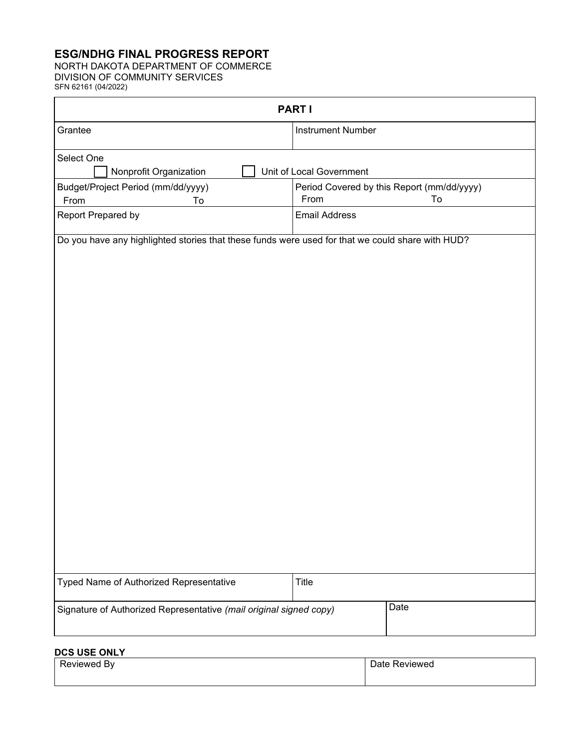# ESG/NDHG FINAL PROGRESS REPORT

NORTH DAKOTA DEPARTMENT OF COMMERCE
DIVISION OF COMMUNITY SERVICES
SFN 62161 (04/2022)

## PART I

| Grantee | Instrument Number |
|---|---|
| Select One<br>☐ Nonprofit Organization ☐ Unit of Local Government | |
| Budget/Project Period (mm/dd/yyyy)<br>From To | Period Covered by this Report (mm/dd/yyyy)<br>From To |
| Report Prepared by | Email Address |

Do you have any highlighted stories that these funds were used for that we could share with HUD?

| Typed Name of Authorized Representative | Title |
|---|---|
| Signature of Authorized Representative *(mail original signed copy)* | Date |

**DCS USE ONLY**

| Reviewed By | Date Reviewed |
|---|---|
| | |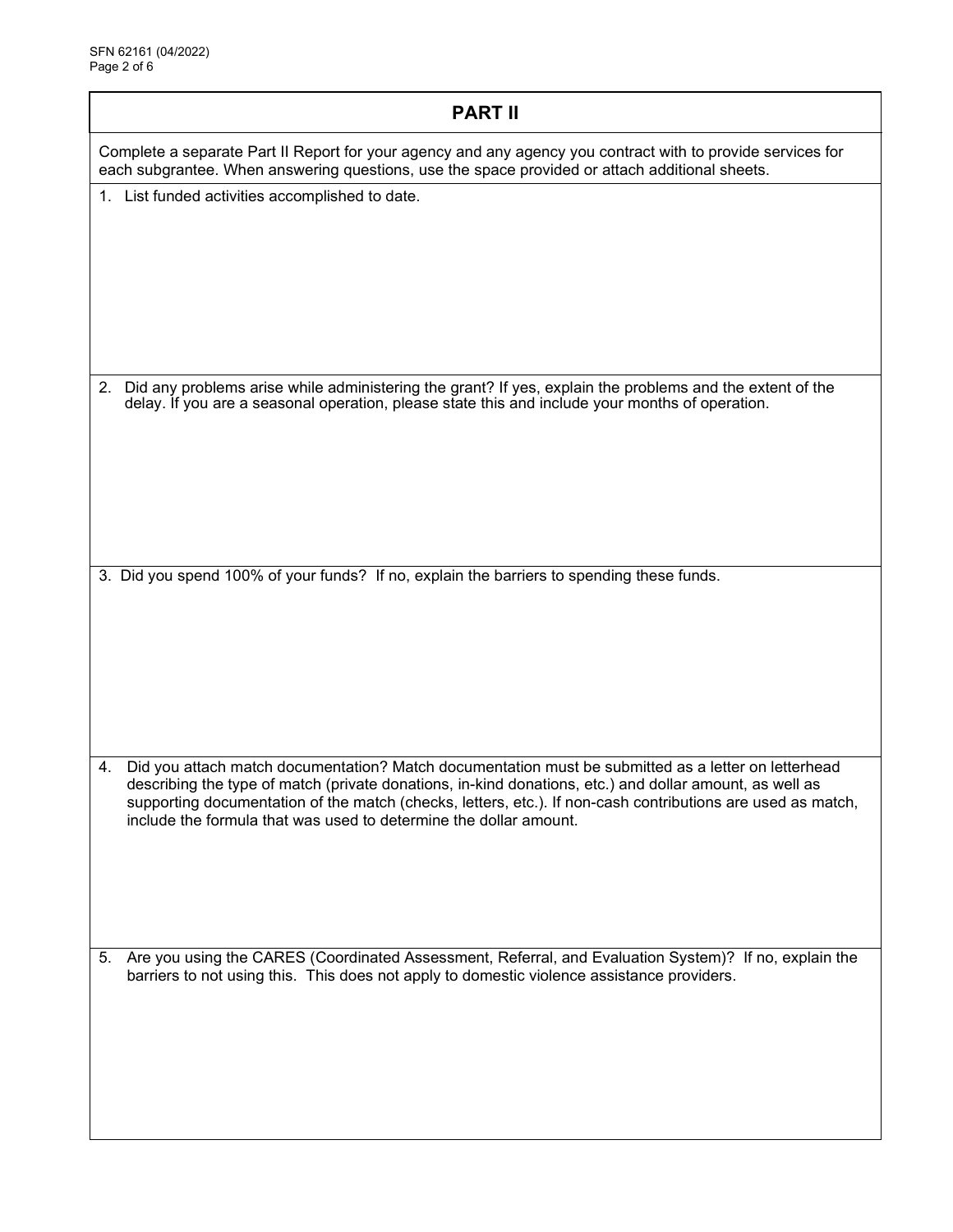## PART II

Complete a separate Part II Report for your agency and any agency you contract with to provide services for each subgrantee. When answering questions, use the space provided or attach additional sheets.

1. List funded activities accomplished to date.

2. Did any problems arise while administering the grant? If yes, explain the problems and the extent of the delay. If you are a seasonal operation, please state this and include your months of operation.

3. Did you spend 100% of your funds? If no, explain the barriers to spending these funds.

4. Did you attach match documentation? Match documentation must be submitted as a letter on letterhead describing the type of match (private donations, in-kind donations, etc.) and dollar amount, as well as supporting documentation of the match (checks, letters, etc.). If non-cash contributions are used as match, include the formula that was used to determine the dollar amount.

5. Are you using the CARES (Coordinated Assessment, Referral, and Evaluation System)? If no, explain the barriers to not using this. This does not apply to domestic violence assistance providers.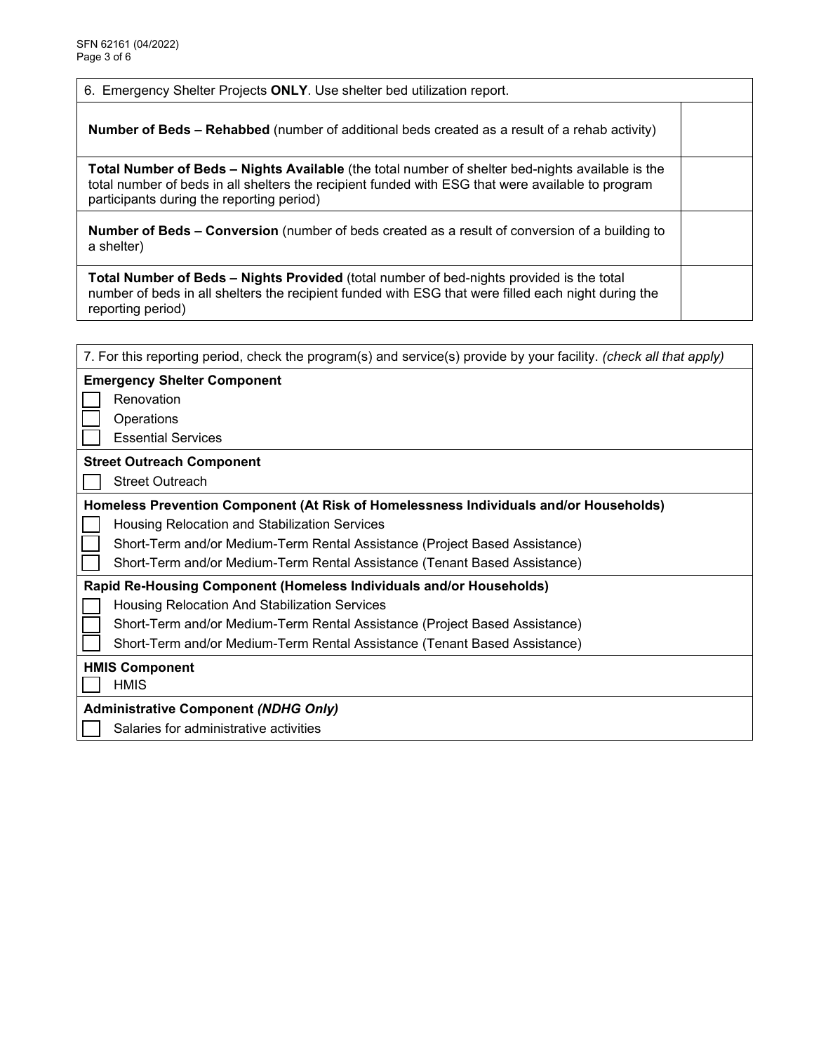| 6. Emergency Shelter Projects **ONLY**. Use shelter bed utilization report. | |
|---|---|
| **Number of Beds – Rehabbed** (number of additional beds created as a result of a rehab activity) | |
| **Total Number of Beds – Nights Available** (the total number of shelter bed-nights available is the total number of beds in all shelters the recipient funded with ESG that were available to program participants during the reporting period) | |
| **Number of Beds – Conversion** (number of beds created as a result of conversion of a building to a shelter) | |
| **Total Number of Beds – Nights Provided** (total number of bed-nights provided is the total number of beds in all shelters the recipient funded with ESG that were filled each night during the reporting period) | |

7. For this reporting period, check the program(s) and service(s) provide by your facility. *(check all that apply)*

**Emergency Shelter Component**

- ☐ Renovation
- ☐ Operations
- ☐ Essential Services

**Street Outreach Component**

- ☐ Street Outreach

**Homeless Prevention Component (At Risk of Homelessness Individuals and/or Households)**

- ☐ Housing Relocation and Stabilization Services
- ☐ Short-Term and/or Medium-Term Rental Assistance (Project Based Assistance)
- ☐ Short-Term and/or Medium-Term Rental Assistance (Tenant Based Assistance)

**Rapid Re-Housing Component (Homeless Individuals and/or Households)**

- ☐ Housing Relocation And Stabilization Services
- ☐ Short-Term and/or Medium-Term Rental Assistance (Project Based Assistance)
- ☐ Short-Term and/or Medium-Term Rental Assistance (Tenant Based Assistance)

**HMIS Component**

- ☐ HMIS

**Administrative Component *(NDHG Only)***

- ☐ Salaries for administrative activities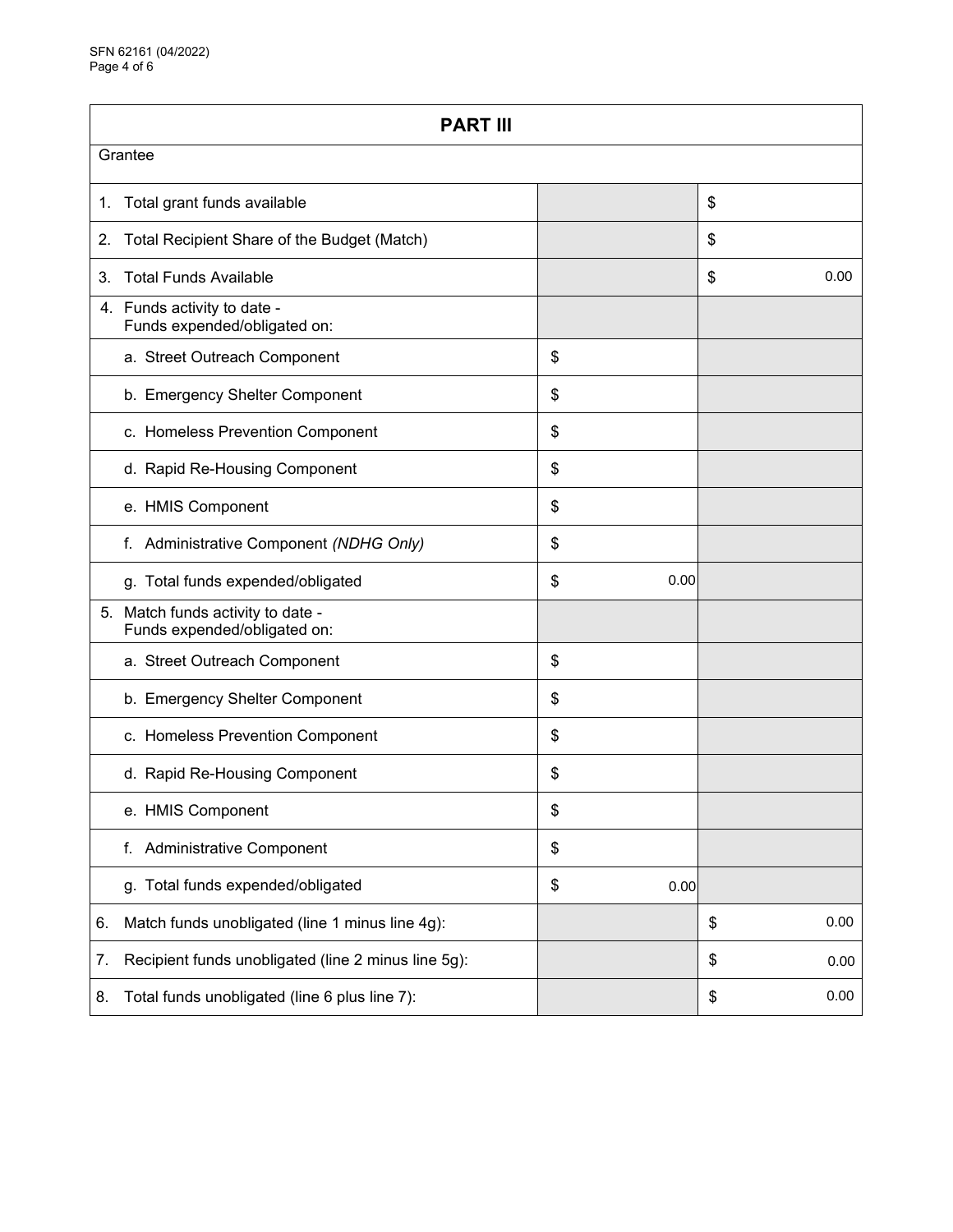## PART III

Grantee

| | | |
|---|---|---|
| 1. Total grant funds available | | $ |
| 2. Total Recipient Share of the Budget (Match) | | $ |
| 3. Total Funds Available | | $ 0.00 |
| 4. Funds activity to date - Funds expended/obligated on: | | |
| a. Street Outreach Component | $ | |
| b. Emergency Shelter Component | $ | |
| c. Homeless Prevention Component | $ | |
| d. Rapid Re-Housing Component | $ | |
| e. HMIS Component | $ | |
| f. Administrative Component *(NDHG Only)* | $ | |
| g. Total funds expended/obligated | $ 0.00 | |
| 5. Match funds activity to date - Funds expended/obligated on: | | |
| a. Street Outreach Component | $ | |
| b. Emergency Shelter Component | $ | |
| c. Homeless Prevention Component | $ | |
| d. Rapid Re-Housing Component | $ | |
| e. HMIS Component | $ | |
| f. Administrative Component | $ | |
| g. Total funds expended/obligated | $ 0.00 | |
| 6. Match funds unobligated (line 1 minus line 4g): | | $ 0.00 |
| 7. Recipient funds unobligated (line 2 minus line 5g): | | $ 0.00 |
| 8. Total funds unobligated (line 6 plus line 7): | | $ 0.00 |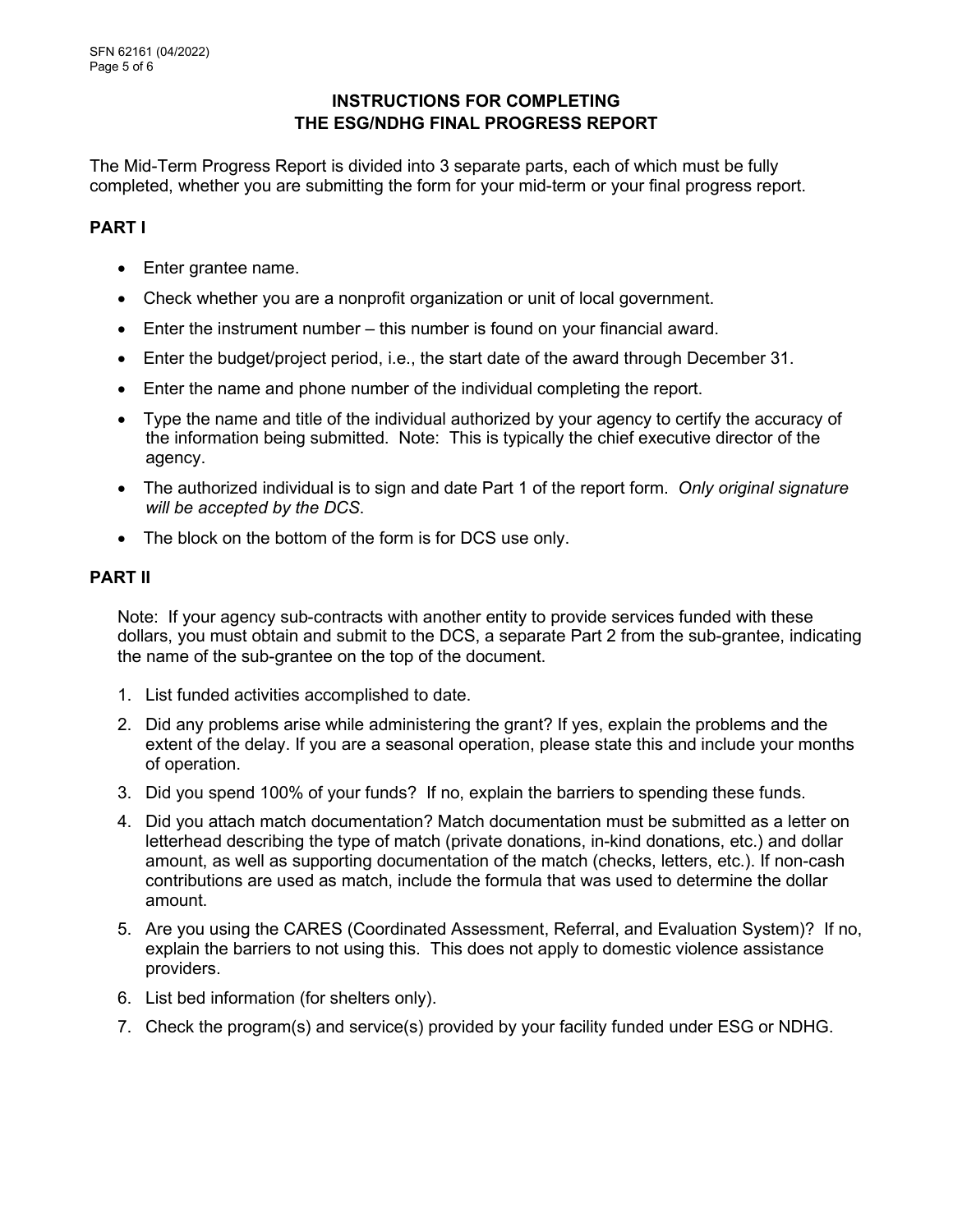## INSTRUCTIONS FOR COMPLETING THE ESG/NDHG FINAL PROGRESS REPORT

The Mid-Term Progress Report is divided into 3 separate parts, each of which must be fully completed, whether you are submitting the form for your mid-term or your final progress report.

### PART I

- Enter grantee name.
- Check whether you are a nonprofit organization or unit of local government.
- Enter the instrument number – this number is found on your financial award.
- Enter the budget/project period, i.e., the start date of the award through December 31.
- Enter the name and phone number of the individual completing the report.
- Type the name and title of the individual authorized by your agency to certify the accuracy of the information being submitted. Note: This is typically the chief executive director of the agency.
- The authorized individual is to sign and date Part 1 of the report form. *Only original signature will be accepted by the DCS*.
- The block on the bottom of the form is for DCS use only.

### PART II

Note: If your agency sub-contracts with another entity to provide services funded with these dollars, you must obtain and submit to the DCS, a separate Part 2 from the sub-grantee, indicating the name of the sub-grantee on the top of the document.

1. List funded activities accomplished to date.
2. Did any problems arise while administering the grant? If yes, explain the problems and the extent of the delay. If you are a seasonal operation, please state this and include your months of operation.
3. Did you spend 100% of your funds? If no, explain the barriers to spending these funds.
4. Did you attach match documentation? Match documentation must be submitted as a letter on letterhead describing the type of match (private donations, in-kind donations, etc.) and dollar amount, as well as supporting documentation of the match (checks, letters, etc.). If non-cash contributions are used as match, include the formula that was used to determine the dollar amount.
5. Are you using the CARES (Coordinated Assessment, Referral, and Evaluation System)? If no, explain the barriers to not using this. This does not apply to domestic violence assistance providers.
6. List bed information (for shelters only).
7. Check the program(s) and service(s) provided by your facility funded under ESG or NDHG.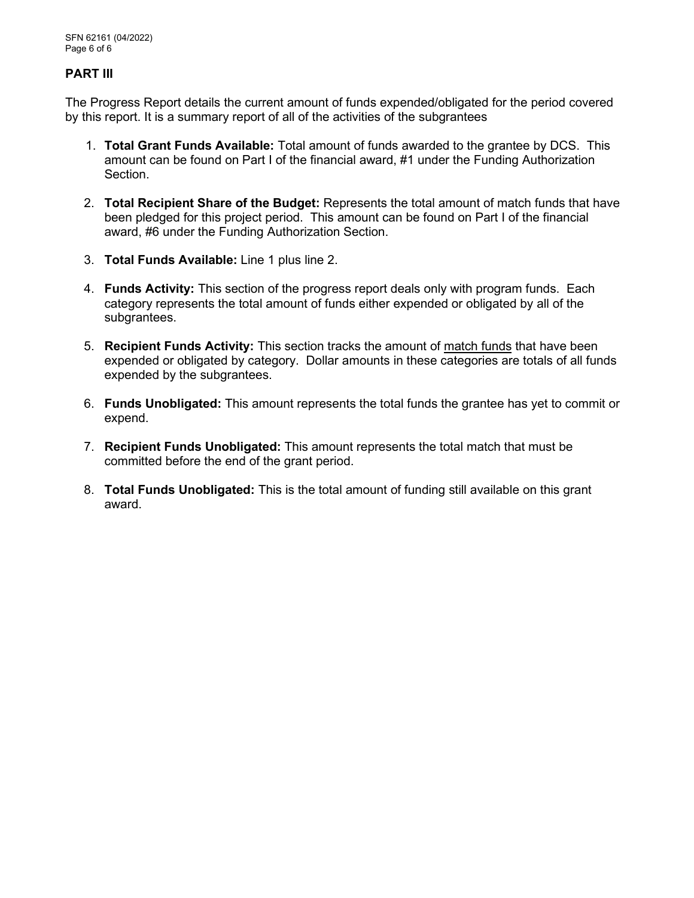## PART III

The Progress Report details the current amount of funds expended/obligated for the period covered by this report. It is a summary report of all of the activities of the subgrantees

1. **Total Grant Funds Available:** Total amount of funds awarded to the grantee by DCS. This amount can be found on Part I of the financial award, #1 under the Funding Authorization Section.

2. **Total Recipient Share of the Budget:** Represents the total amount of match funds that have been pledged for this project period. This amount can be found on Part I of the financial award, #6 under the Funding Authorization Section.

3. **Total Funds Available:** Line 1 plus line 2.

4. **Funds Activity:** This section of the progress report deals only with program funds. Each category represents the total amount of funds either expended or obligated by all of the subgrantees.

5. **Recipient Funds Activity:** This section tracks the amount of match funds that have been expended or obligated by category. Dollar amounts in these categories are totals of all funds expended by the subgrantees.

6. **Funds Unobligated:** This amount represents the total funds the grantee has yet to commit or expend.

7. **Recipient Funds Unobligated:** This amount represents the total match that must be committed before the end of the grant period.

8. **Total Funds Unobligated:** This is the total amount of funding still available on this grant award.